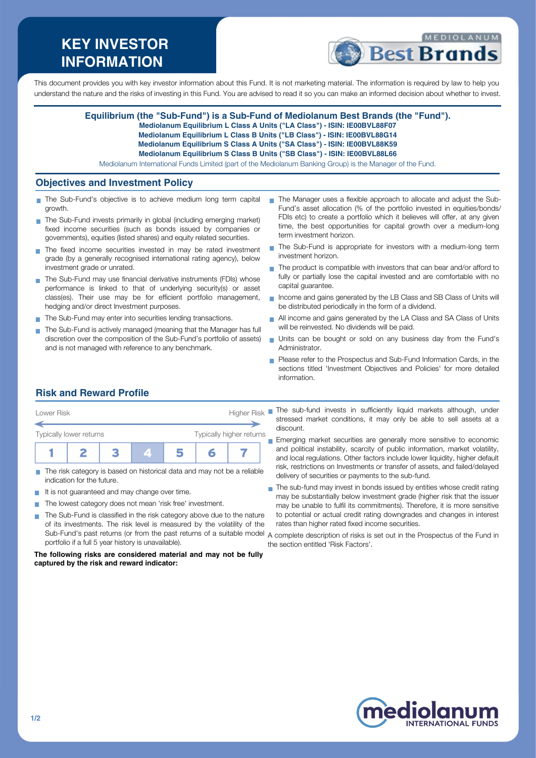# KEY INVESTOR INFORMATION

This document provides you with key investor information about this Fund. It is not marketing material. The information is required by law to help you understand the nature and the risks of investing in this Fund. You are advised to read it so you can make an informed decision about whether to invest.

**Equilibrium (the "Sub-Fund") is a Sub-Fund of Mediolanum Best Brands (the "Fund").**
**Mediolanum Equilibrium L Class A Units ("LA Class") - ISIN: IE00BVL88F07**
**Mediolanum Equilibrium L Class B Units ("LB Class") - ISIN: IE00BVL88G14**
**Mediolanum Equilibrium S Class A Units ("SA Class") - ISIN: IE00BVL88K59**
**Mediolanum Equilibrium S Class B Units ("SB Class") - ISIN: IE00BVL88L66**

Mediolanum International Funds Limited (part of the Mediolanum Banking Group) is the Manager of the Fund.

## Objectives and Investment Policy

- The Sub-Fund's objective is to achieve medium long term capital growth.
- The Sub-Fund invests primarily in global (including emerging market) fixed income securities (such as bonds issued by companies or governments), equities (listed shares) and equity related securities.
- The fixed income securities invested in may be rated investment grade (by a generally recognised international rating agency), below investment grade or unrated.
- The Sub-Fund may use financial derivative instruments (FDIs) whose performance is linked to that of underlying security(s) or asset class(es). Their use may be for efficient portfolio management, hedging and/or direct Investment purposes.
- The Sub-Fund may enter into securities lending transactions.
- The Sub-Fund is actively managed (meaning that the Manager has full discretion over the composition of the Sub-Fund's portfolio of assets) and is not managed with reference to any benchmark.
- The Manager uses a flexible approach to allocate and adjust the Sub-Fund's asset allocation (% of the portfolio invested in equities/bonds/FDIs etc) to create a portfolio which it believes will offer, at any given time, the best opportunities for capital growth over a medium-long term investment horizon.
- The Sub-Fund is appropriate for investors with a medium-long term investment horizon.
- The product is compatible with investors that can bear and/or afford to fully or partially lose the capital invested and are comfortable with no capital guarantee.
- Income and gains generated by the LB Class and SB Class of Units will be distributed periodically in the form of a dividend.
- All income and gains generated by the LA Class and SA Class of Units will be reinvested. No dividends will be paid.
- Units can be bought or sold on any business day from the Fund's Administrator.
- Please refer to the Prospectus and Sub-Fund Information Cards, in the sections titled 'Investment Objectives and Policies' for more detailed information.

## Risk and Reward Profile

Lower Risk — Higher Risk

Typically lower returns — Typically higher returns

| 1 | 2 | 3 | **4** | 5 | 6 | 7 |
|---|---|---|---|---|---|---|

- The risk category is based on historical data and may not be a reliable indication for the future.
- It is not guaranteed and may change over time.
- The lowest category does not mean 'risk free' investment.
- The Sub-Fund is classified in the risk category above due to the nature of its investments. The risk level is measured by the volatility of the Sub-Fund's past returns (or from the past returns of a suitable model portfolio if a full 5 year history is unavailable).

**The following risks are considered material and may not be fully captured by the risk and reward indicator:**

- The sub-fund invests in sufficiently liquid markets although, under stressed market conditions, it may only be able to sell assets at a discount.
- Emerging market securities are generally more sensitive to economic and political instability, scarcity of public information, market volatility, and local regulations. Other factors include lower liquidity, higher default risk, restrictions on Investments or transfer of assets, and failed/delayed delivery of securities or payments to the sub-fund.
- The sub-fund may invest in bonds issued by entities whose credit rating may be substantially below investment grade (higher risk that the issuer may be unable to fulfil its commitments). Therefore, it is more sensitive to potential or actual credit rating downgrades and changes in interest rates than higher rated fixed income securities.

A complete description of risks is set out in the Prospectus of the Fund in the section entitled 'Risk Factors'.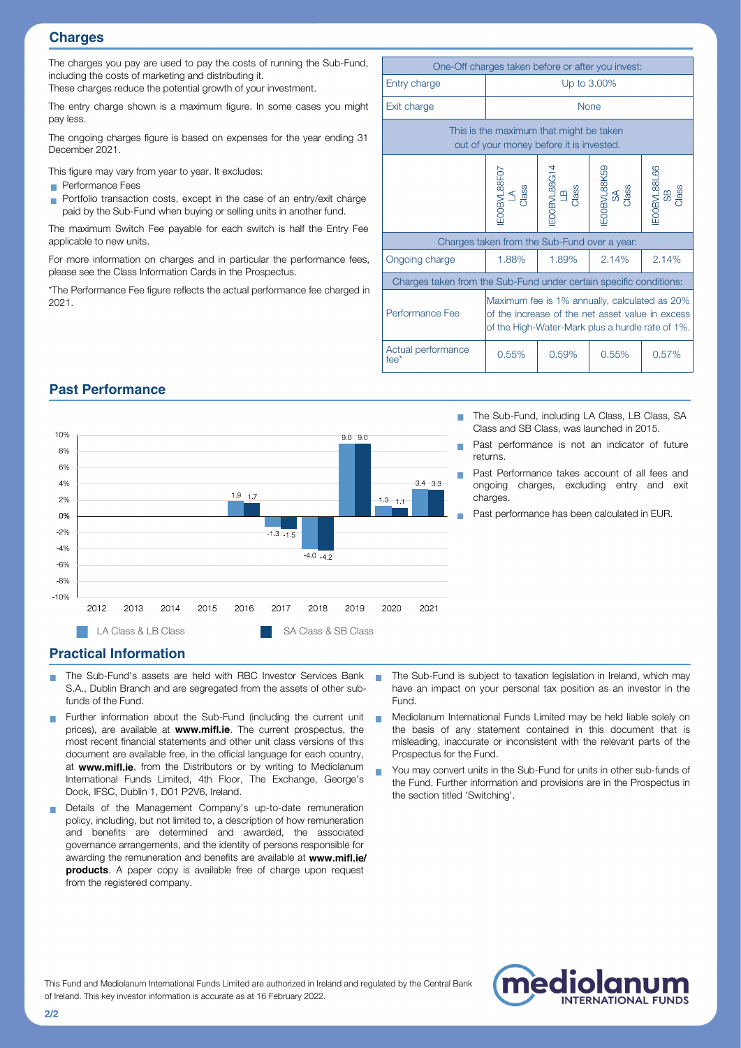## Charges

The charges you pay are used to pay the costs of running the Sub-Fund, including the costs of marketing and distributing it.
These charges reduce the potential growth of your investment.

The entry charge shown is a maximum figure. In some cases you might pay less.

The ongoing charges figure is based on expenses for the year ending 31 December 2021.

This figure may vary from year to year. It excludes:

- Performance Fees
- Portfolio transaction costs, except in the case of an entry/exit charge paid by the Sub-Fund when buying or selling units in another fund.

The maximum Switch Fee payable for each switch is half the Entry Fee applicable to new units.

For more information on charges and in particular the performance fees, please see the Class Information Cards in the Prospectus.

*The Performance Fee figure reflects the actual performance fee charged in 2021.

| One-Off charges taken before or after you invest: | | | | |
|---|---|---|---|---|
| Entry charge | Up to 3.00% | | | |
| Exit charge | None | | | |
| This is the maximum that might be taken out of your money before it is invested. | | | | |
| | IE00BVL88F07 LA Class | IE00BVL88G14 LB Class | IE00BVL88K59 SA Class | IE00BVL88L66 SB Class |
| Charges taken from the Sub-Fund over a year: | | | | |
| Ongoing charge | 1.88% | 1.89% | 2.14% | 2.14% |
| Charges taken from the Sub-Fund under certain specific conditions: | | | | |
| Performance Fee | Maximum fee is 1% annually, calculated as 20% of the increase of the net asset value in excess of the High-Water-Mark plus a hurdle rate of 1%. | | | |
| Actual performance fee* | 0.55% | 0.59% | 0.55% | 0.57% |

## Past Performance

10%
8%
6%
4%
2%
0%
-2%
-4%
-6%
-8%
-10%

2012 2013 2014 2015 2016 2017 2018 2019 2020 2021

1.9 1.7
-1.3 -1.5
-4.0 -4.2
9.0 9.0
1.3 1.1
3.4 3.3

LA Class & LB Class
SA Class & SB Class

- The Sub-Fund, including LA Class, LB Class, SA Class and SB Class, was launched in 2015.
- Past performance is not an indicator of future returns.
- Past Performance takes account of all fees and ongoing charges, excluding entry and exit charges.
- Past performance has been calculated in EUR.

## Practical Information

- The Sub-Fund's assets are held with RBC Investor Services Bank S.A., Dublin Branch and are segregated from the assets of other sub-funds of the Fund.
- Further information about the Sub-Fund (including the current unit prices), are available at **www.mifl.ie**. The current prospectus, the most recent financial statements and other unit class versions of this document are available free, in the official language for each country, at **www.mifl.ie**, from the Distributors or by writing to Mediolanum International Funds Limited, 4th Floor, The Exchange, George's Dock, IFSC, Dublin 1, D01 P2V6, Ireland.
- Details of the Management Company's up-to-date remuneration policy, including, but not limited to, a description of how remuneration and benefits are determined and awarded, the associated governance arrangements, and the identity of persons responsible for awarding the remuneration and benefits are available at **www.mifl.ie/products**. A paper copy is available free of charge upon request from the registered company.
- The Sub-Fund is subject to taxation legislation in Ireland, which may have an impact on your personal tax position as an investor in the Fund.
- Mediolanum International Funds Limited may be held liable solely on the basis of any statement contained in this document that is misleading, inaccurate or inconsistent with the relevant parts of the Prospectus for the Fund.
- You may convert units in the Sub-Fund for units in other sub-funds of the Fund. Further information and provisions are in the Prospectus in the section titled 'Switching'.

This Fund and Mediolanum International Funds Limited are authorized in Ireland and regulated by the Central Bank of Ireland. This key investor information is accurate as at 16 February 2022.